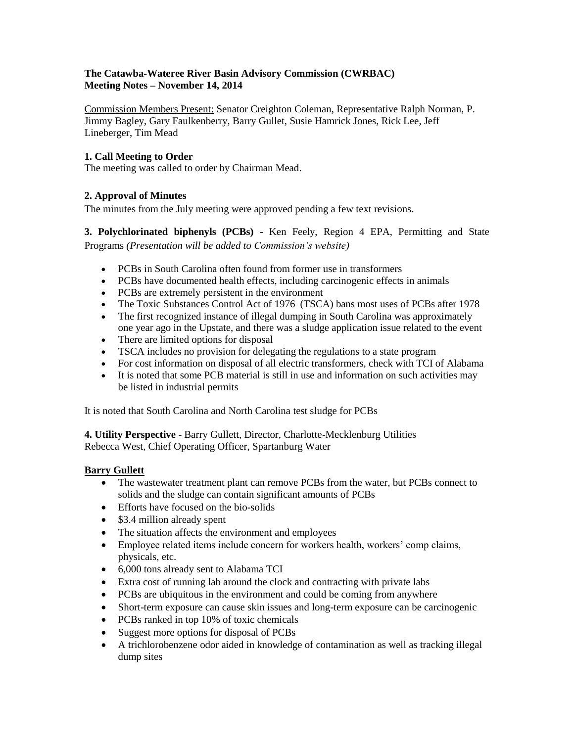**The Catawba-Wateree River Basin Advisory Commission (CWRBAC)**
**Meeting Notes – November 14, 2014**

Commission Members Present: Senator Creighton Coleman, Representative Ralph Norman, P. Jimmy Bagley, Gary Faulkenberry, Barry Gullet, Susie Hamrick Jones, Rick Lee, Jeff Lineberger, Tim Mead

**1. Call Meeting to Order**

The meeting was called to order by Chairman Mead.

**2. Approval of Minutes**

The minutes from the July meeting were approved pending a few text revisions.

**3. Polychlorinated biphenyls (PCBs)** - Ken Feely, Region 4 EPA, Permitting and State Programs *(Presentation will be added to Commission's website)*

- PCBs in South Carolina often found from former use in transformers
- PCBs have documented health effects, including carcinogenic effects in animals
- PCBs are extremely persistent in the environment
- The Toxic Substances Control Act of 1976 (TSCA) bans most uses of PCBs after 1978
- The first recognized instance of illegal dumping in South Carolina was approximately one year ago in the Upstate, and there was a sludge application issue related to the event
- There are limited options for disposal
- TSCA includes no provision for delegating the regulations to a state program
- For cost information on disposal of all electric transformers, check with TCI of Alabama
- It is noted that some PCB material is still in use and information on such activities may be listed in industrial permits

It is noted that South Carolina and North Carolina test sludge for PCBs

**4. Utility Perspective** - Barry Gullett, Director, Charlotte-Mecklenburg Utilities
Rebecca West, Chief Operating Officer, Spartanburg Water

**Barry Gullett**

- The wastewater treatment plant can remove PCBs from the water, but PCBs connect to solids and the sludge can contain significant amounts of PCBs
- Efforts have focused on the bio-solids
- $3.4 million already spent
- The situation affects the environment and employees
- Employee related items include concern for workers health, workers' comp claims, physicals, etc.
- 6,000 tons already sent to Alabama TCI
- Extra cost of running lab around the clock and contracting with private labs
- PCBs are ubiquitous in the environment and could be coming from anywhere
- Short-term exposure can cause skin issues and long-term exposure can be carcinogenic
- PCBs ranked in top 10% of toxic chemicals
- Suggest more options for disposal of PCBs
- A trichlorobenzene odor aided in knowledge of contamination as well as tracking illegal dump sites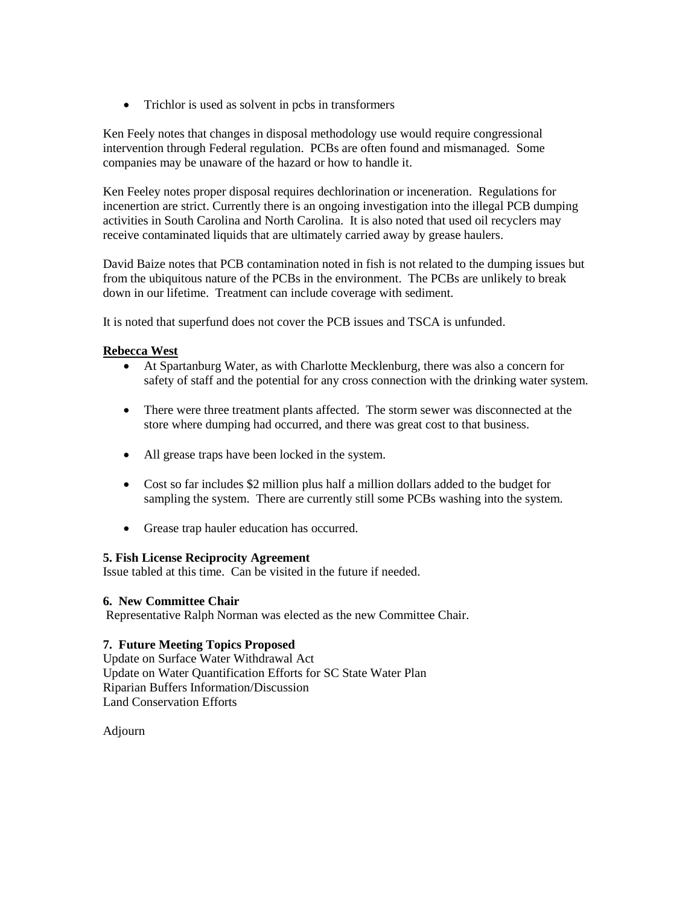- Trichlor is used as solvent in pcbs in transformers

Ken Feely notes that changes in disposal methodology use would require congressional intervention through Federal regulation. PCBs are often found and mismanaged. Some companies may be unaware of the hazard or how to handle it.

Ken Feeley notes proper disposal requires dechlorination or inceneration. Regulations for incenertion are strict. Currently there is an ongoing investigation into the illegal PCB dumping activities in South Carolina and North Carolina. It is also noted that used oil recyclers may receive contaminated liquids that are ultimately carried away by grease haulers.

David Baize notes that PCB contamination noted in fish is not related to the dumping issues but from the ubiquitous nature of the PCBs in the environment. The PCBs are unlikely to break down in our lifetime. Treatment can include coverage with sediment.

It is noted that superfund does not cover the PCB issues and TSCA is unfunded.

**Rebecca West**

- At Spartanburg Water, as with Charlotte Mecklenburg, there was also a concern for safety of staff and the potential for any cross connection with the drinking water system.
- There were three treatment plants affected. The storm sewer was disconnected at the store where dumping had occurred, and there was great cost to that business.
- All grease traps have been locked in the system.
- Cost so far includes $2 million plus half a million dollars added to the budget for sampling the system. There are currently still some PCBs washing into the system.
- Grease trap hauler education has occurred.

**5. Fish License Reciprocity Agreement**
Issue tabled at this time. Can be visited in the future if needed.

**6. New Committee Chair**
Representative Ralph Norman was elected as the new Committee Chair.

**7. Future Meeting Topics Proposed**
Update on Surface Water Withdrawal Act
Update on Water Quantification Efforts for SC State Water Plan
Riparian Buffers Information/Discussion
Land Conservation Efforts

Adjourn